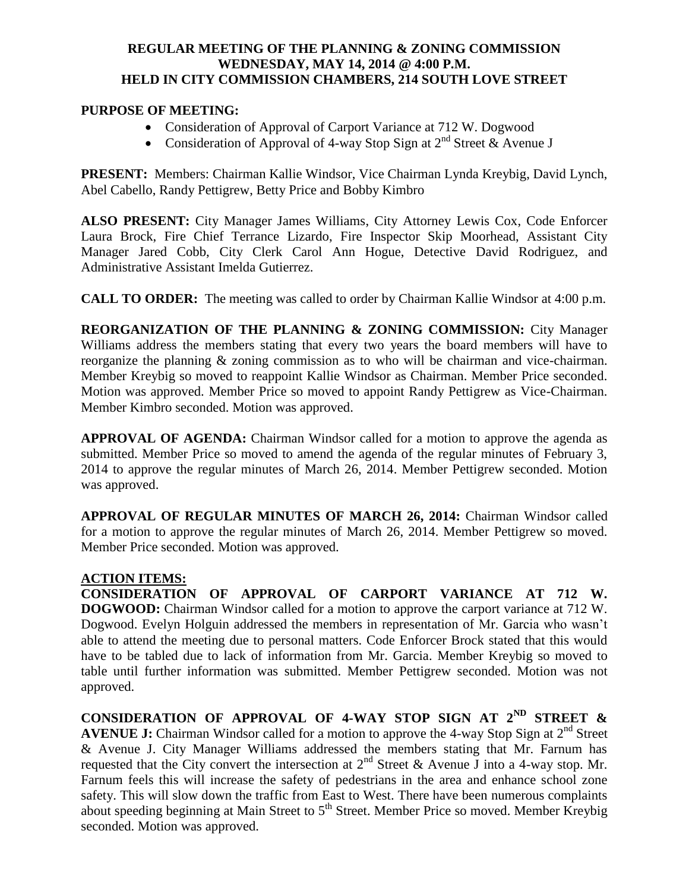**REGULAR MEETING OF THE PLANNING & ZONING COMMISSION**
**WEDNESDAY, MAY 14, 2014 @ 4:00 P.M.**
**HELD IN CITY COMMISSION CHAMBERS, 214 SOUTH LOVE STREET**

**PURPOSE OF MEETING:**

- Consideration of Approval of Carport Variance at 712 W. Dogwood
- Consideration of Approval of 4-way Stop Sign at 2nd Street & Avenue J

**PRESENT:** Members: Chairman Kallie Windsor, Vice Chairman Lynda Kreybig, David Lynch, Abel Cabello, Randy Pettigrew, Betty Price and Bobby Kimbro

**ALSO PRESENT:** City Manager James Williams, City Attorney Lewis Cox, Code Enforcer Laura Brock, Fire Chief Terrance Lizardo, Fire Inspector Skip Moorhead, Assistant City Manager Jared Cobb, City Clerk Carol Ann Hogue, Detective David Rodriguez, and Administrative Assistant Imelda Gutierrez.

**CALL TO ORDER:** The meeting was called to order by Chairman Kallie Windsor at 4:00 p.m.

**REORGANIZATION OF THE PLANNING & ZONING COMMISSION:** City Manager Williams address the members stating that every two years the board members will have to reorganize the planning & zoning commission as to who will be chairman and vice-chairman. Member Kreybig so moved to reappoint Kallie Windsor as Chairman. Member Price seconded. Motion was approved. Member Price so moved to appoint Randy Pettigrew as Vice-Chairman. Member Kimbro seconded. Motion was approved.

**APPROVAL OF AGENDA:** Chairman Windsor called for a motion to approve the agenda as submitted. Member Price so moved to amend the agenda of the regular minutes of February 3, 2014 to approve the regular minutes of March 26, 2014. Member Pettigrew seconded. Motion was approved.

**APPROVAL OF REGULAR MINUTES OF MARCH 26, 2014:** Chairman Windsor called for a motion to approve the regular minutes of March 26, 2014. Member Pettigrew so moved. Member Price seconded. Motion was approved.

**ACTION ITEMS:**

**CONSIDERATION OF APPROVAL OF CARPORT VARIANCE AT 712 W. DOGWOOD:** Chairman Windsor called for a motion to approve the carport variance at 712 W. Dogwood. Evelyn Holguin addressed the members in representation of Mr. Garcia who wasn't able to attend the meeting due to personal matters. Code Enforcer Brock stated that this would have to be tabled due to lack of information from Mr. Garcia. Member Kreybig so moved to table until further information was submitted. Member Pettigrew seconded. Motion was not approved.

**CONSIDERATION OF APPROVAL OF 4-WAY STOP SIGN AT 2ND STREET & AVENUE J:** Chairman Windsor called for a motion to approve the 4-way Stop Sign at 2nd Street & Avenue J. City Manager Williams addressed the members stating that Mr. Farnum has requested that the City convert the intersection at 2nd Street & Avenue J into a 4-way stop. Mr. Farnum feels this will increase the safety of pedestrians in the area and enhance school zone safety. This will slow down the traffic from East to West. There have been numerous complaints about speeding beginning at Main Street to 5th Street. Member Price so moved. Member Kreybig seconded. Motion was approved.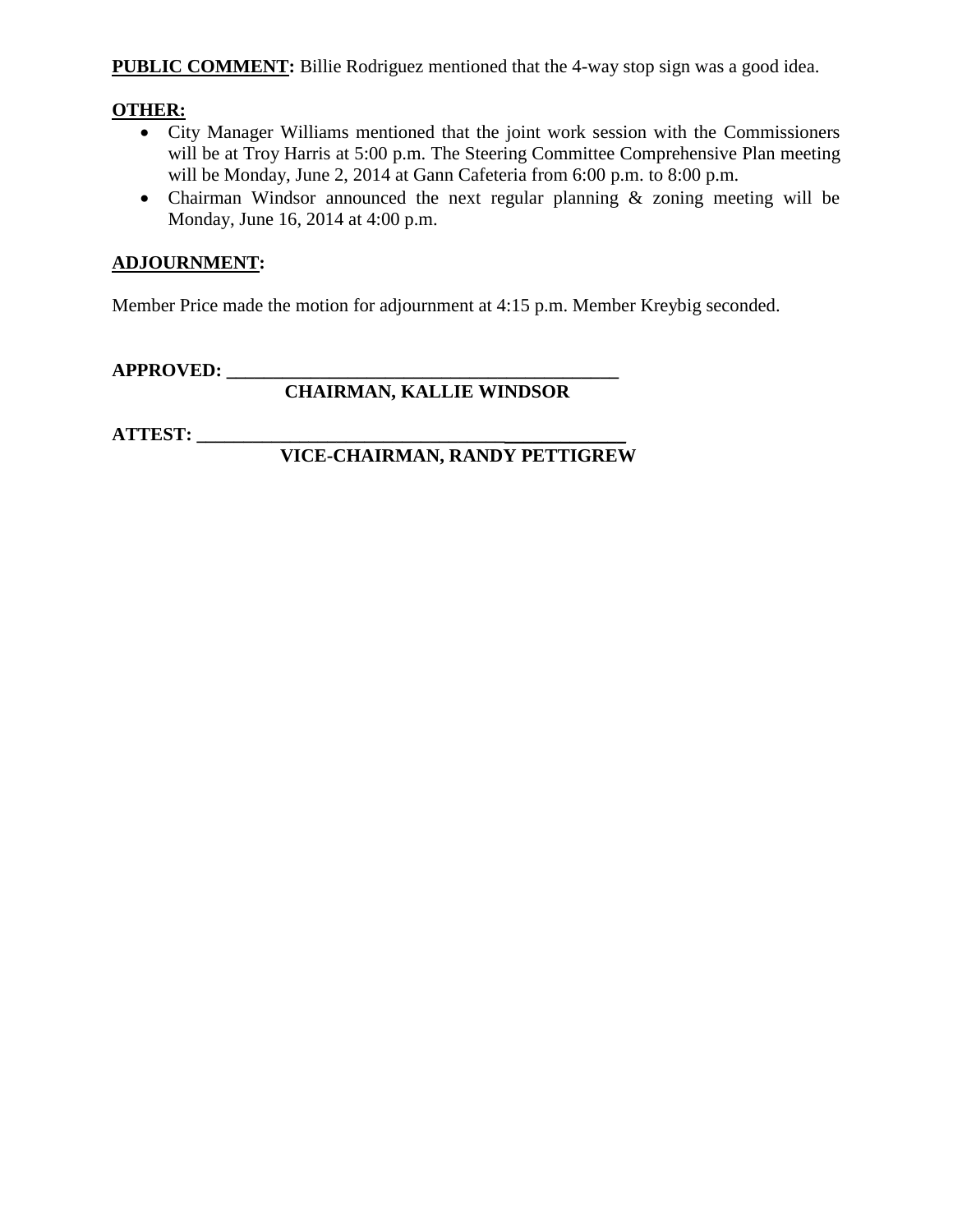**PUBLIC COMMENT:** Billie Rodriguez mentioned that the 4-way stop sign was a good idea.

**OTHER:**

- City Manager Williams mentioned that the joint work session with the Commissioners will be at Troy Harris at 5:00 p.m. The Steering Committee Comprehensive Plan meeting will be Monday, June 2, 2014 at Gann Cafeteria from 6:00 p.m. to 8:00 p.m.
- Chairman Windsor announced the next regular planning & zoning meeting will be Monday, June 16, 2014 at 4:00 p.m.

**ADJOURNMENT:**

Member Price made the motion for adjournment at 4:15 p.m. Member Kreybig seconded.

**APPROVED: \_\_\_\_\_\_\_\_\_\_\_\_\_\_\_\_\_\_\_\_\_\_\_\_\_\_\_\_\_\_\_\_\_\_\_\_\_\_\_\_\_\_**
**CHAIRMAN, KALLIE WINDSOR**

**ATTEST: \_\_\_\_\_\_\_\_\_\_\_\_\_\_\_\_\_\_\_\_\_\_\_\_\_\_\_\_\_\_\_\_\_\_\_\_\_\_\_\_\_\_\_\_\_**
**VICE-CHAIRMAN, RANDY PETTIGREW**